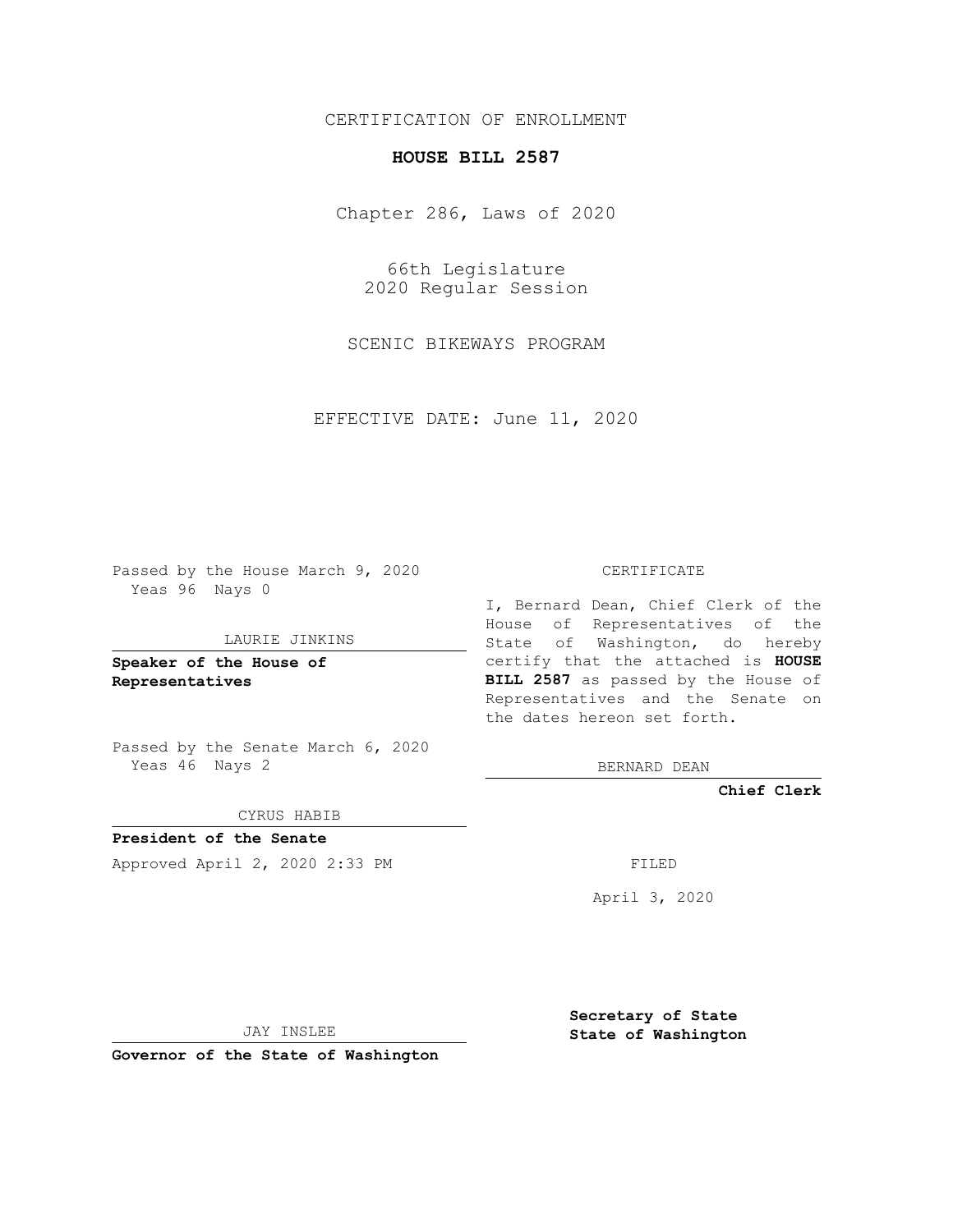CERTIFICATION OF ENROLLMENT

**HOUSE BILL 2587**

Chapter 286, Laws of 2020

66th Legislature
2020 Regular Session

SCENIC BIKEWAYS PROGRAM

EFFECTIVE DATE: June 11, 2020

Passed by the House March 9, 2020
Yeas 96 Nays 0

LAURIE JINKINS

**Speaker of the House of Representatives**

Passed by the Senate March 6, 2020
Yeas 46 Nays 2

CYRUS HABIB

**President of the Senate**

Approved April 2, 2020 2:33 PM

JAY INSLEE

**Governor of the State of Washington**

CERTIFICATE

I, Bernard Dean, Chief Clerk of the House of Representatives of the State of Washington, do hereby certify that the attached is **HOUSE BILL 2587** as passed by the House of Representatives and the Senate on the dates hereon set forth.

BERNARD DEAN

**Chief Clerk**

FILED

April 3, 2020

**Secretary of State**
**State of Washington**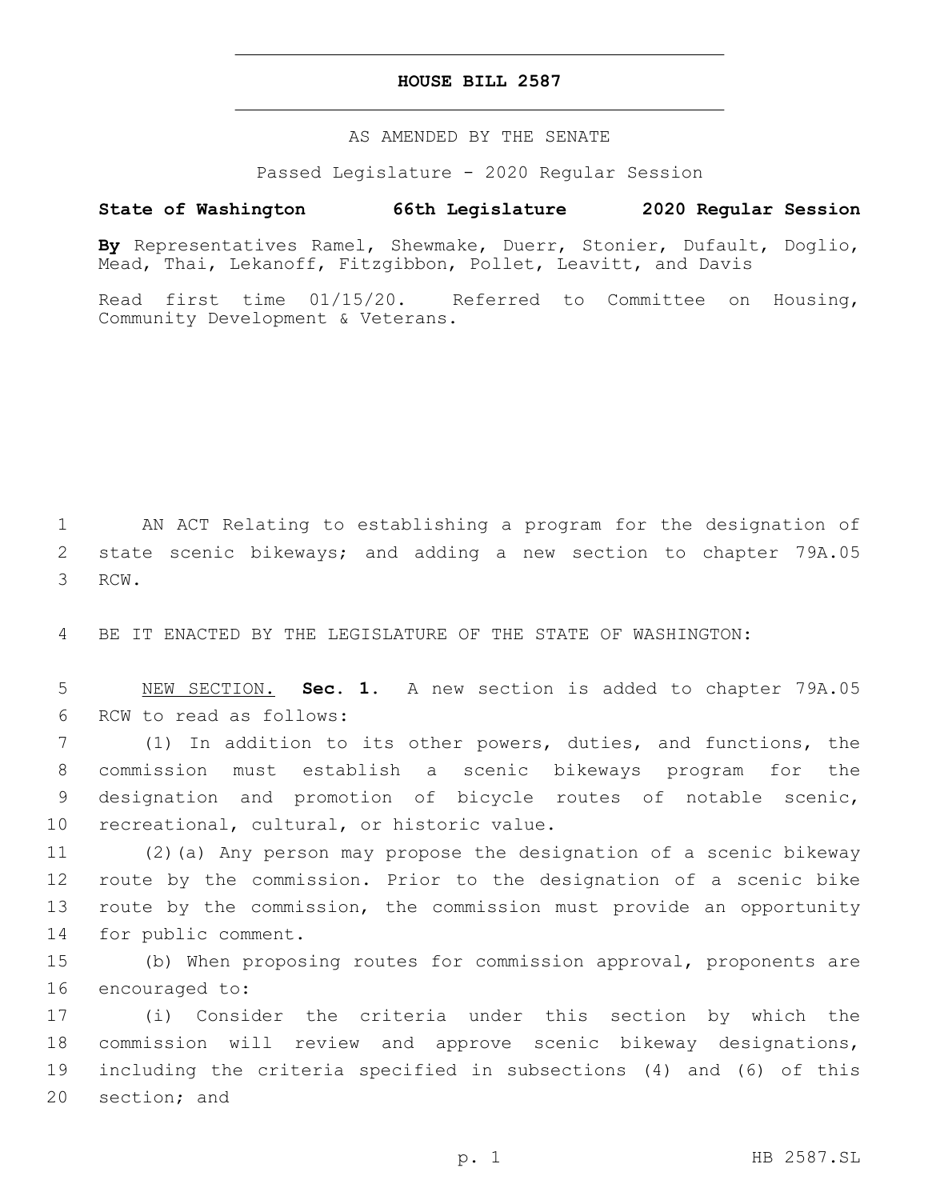# HOUSE BILL 2587

AS AMENDED BY THE SENATE

Passed Legislature - 2020 Regular Session

**State of Washington 66th Legislature 2020 Regular Session**

**By** Representatives Ramel, Shewmake, Duerr, Stonier, Dufault, Doglio, Mead, Thai, Lekanoff, Fitzgibbon, Pollet, Leavitt, and Davis

Read first time 01/15/20. Referred to Committee on Housing, Community Development & Veterans.

AN ACT Relating to establishing a program for the designation of state scenic bikeways; and adding a new section to chapter 79A.05 RCW.

BE IT ENACTED BY THE LEGISLATURE OF THE STATE OF WASHINGTON:

NEW SECTION. **Sec. 1.** A new section is added to chapter 79A.05 RCW to read as follows:

(1) In addition to its other powers, duties, and functions, the commission must establish a scenic bikeways program for the designation and promotion of bicycle routes of notable scenic, recreational, cultural, or historic value.

(2)(a) Any person may propose the designation of a scenic bikeway route by the commission. Prior to the designation of a scenic bike route by the commission, the commission must provide an opportunity for public comment.

(b) When proposing routes for commission approval, proponents are encouraged to:

(i) Consider the criteria under this section by which the commission will review and approve scenic bikeway designations, including the criteria specified in subsections (4) and (6) of this section; and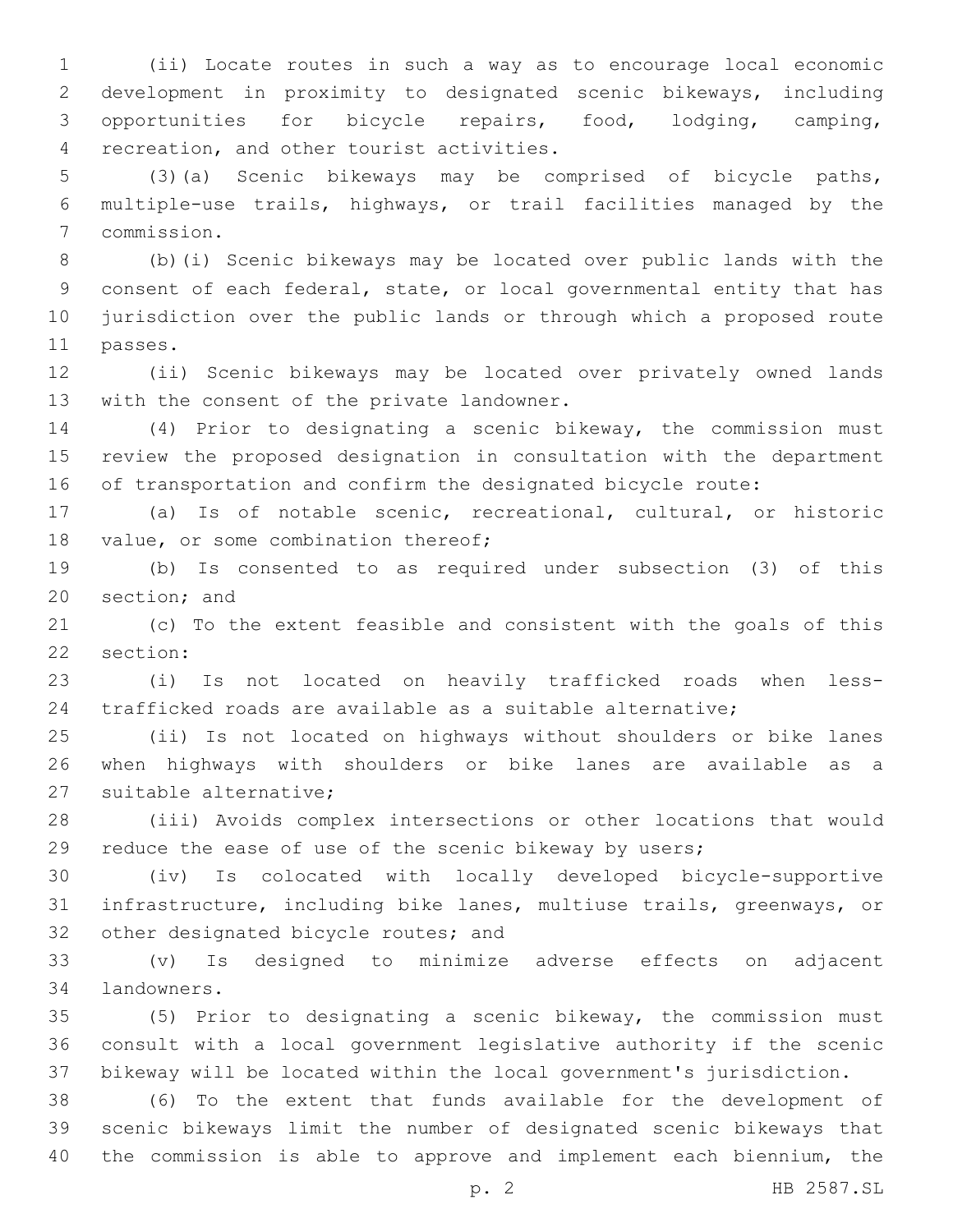(ii) Locate routes in such a way as to encourage local economic development in proximity to designated scenic bikeways, including opportunities for bicycle repairs, food, lodging, camping, recreation, and other tourist activities.

(3)(a) Scenic bikeways may be comprised of bicycle paths, multiple-use trails, highways, or trail facilities managed by the commission.

(b)(i) Scenic bikeways may be located over public lands with the consent of each federal, state, or local governmental entity that has jurisdiction over the public lands or through which a proposed route passes.

(ii) Scenic bikeways may be located over privately owned lands with the consent of the private landowner.

(4) Prior to designating a scenic bikeway, the commission must review the proposed designation in consultation with the department of transportation and confirm the designated bicycle route:

(a) Is of notable scenic, recreational, cultural, or historic value, or some combination thereof;

(b) Is consented to as required under subsection (3) of this section; and

(c) To the extent feasible and consistent with the goals of this section:

(i) Is not located on heavily trafficked roads when less-trafficked roads are available as a suitable alternative;

(ii) Is not located on highways without shoulders or bike lanes when highways with shoulders or bike lanes are available as a suitable alternative;

(iii) Avoids complex intersections or other locations that would reduce the ease of use of the scenic bikeway by users;

(iv) Is colocated with locally developed bicycle-supportive infrastructure, including bike lanes, multiuse trails, greenways, or other designated bicycle routes; and

(v) Is designed to minimize adverse effects on adjacent landowners.

(5) Prior to designating a scenic bikeway, the commission must consult with a local government legislative authority if the scenic bikeway will be located within the local government's jurisdiction.

(6) To the extent that funds available for the development of scenic bikeways limit the number of designated scenic bikeways that the commission is able to approve and implement each biennium, the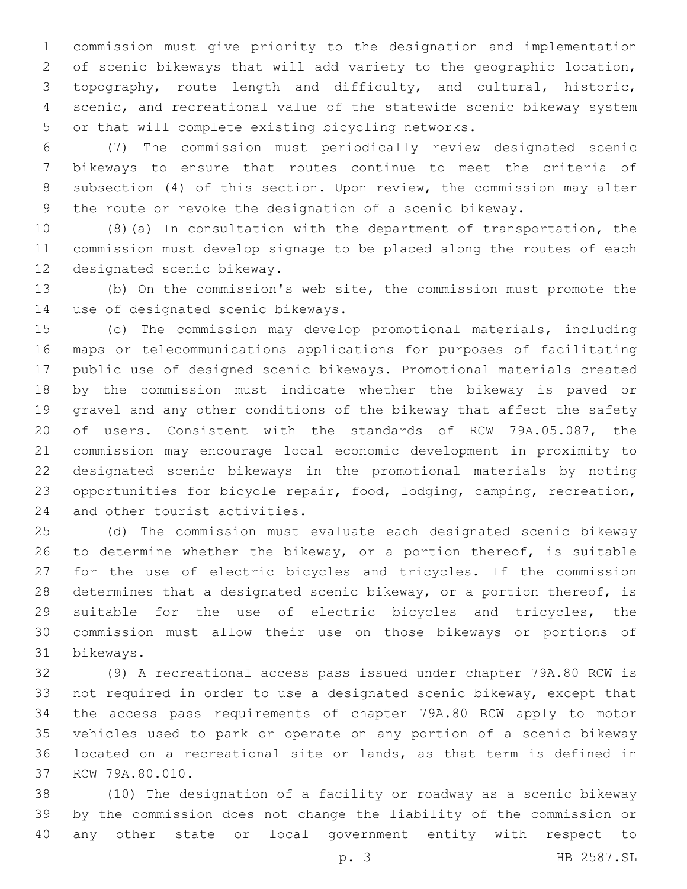commission must give priority to the designation and implementation of scenic bikeways that will add variety to the geographic location, topography, route length and difficulty, and cultural, historic, scenic, and recreational value of the statewide scenic bikeway system or that will complete existing bicycling networks.

(7) The commission must periodically review designated scenic bikeways to ensure that routes continue to meet the criteria of subsection (4) of this section. Upon review, the commission may alter the route or revoke the designation of a scenic bikeway.

(8)(a) In consultation with the department of transportation, the commission must develop signage to be placed along the routes of each designated scenic bikeway.

(b) On the commission's web site, the commission must promote the use of designated scenic bikeways.

(c) The commission may develop promotional materials, including maps or telecommunications applications for purposes of facilitating public use of designed scenic bikeways. Promotional materials created by the commission must indicate whether the bikeway is paved or gravel and any other conditions of the bikeway that affect the safety of users. Consistent with the standards of RCW 79A.05.087, the commission may encourage local economic development in proximity to designated scenic bikeways in the promotional materials by noting opportunities for bicycle repair, food, lodging, camping, recreation, and other tourist activities.

(d) The commission must evaluate each designated scenic bikeway to determine whether the bikeway, or a portion thereof, is suitable for the use of electric bicycles and tricycles. If the commission determines that a designated scenic bikeway, or a portion thereof, is suitable for the use of electric bicycles and tricycles, the commission must allow their use on those bikeways or portions of bikeways.

(9) A recreational access pass issued under chapter 79A.80 RCW is not required in order to use a designated scenic bikeway, except that the access pass requirements of chapter 79A.80 RCW apply to motor vehicles used to park or operate on any portion of a scenic bikeway located on a recreational site or lands, as that term is defined in RCW 79A.80.010.

(10) The designation of a facility or roadway as a scenic bikeway by the commission does not change the liability of the commission or any other state or local government entity with respect to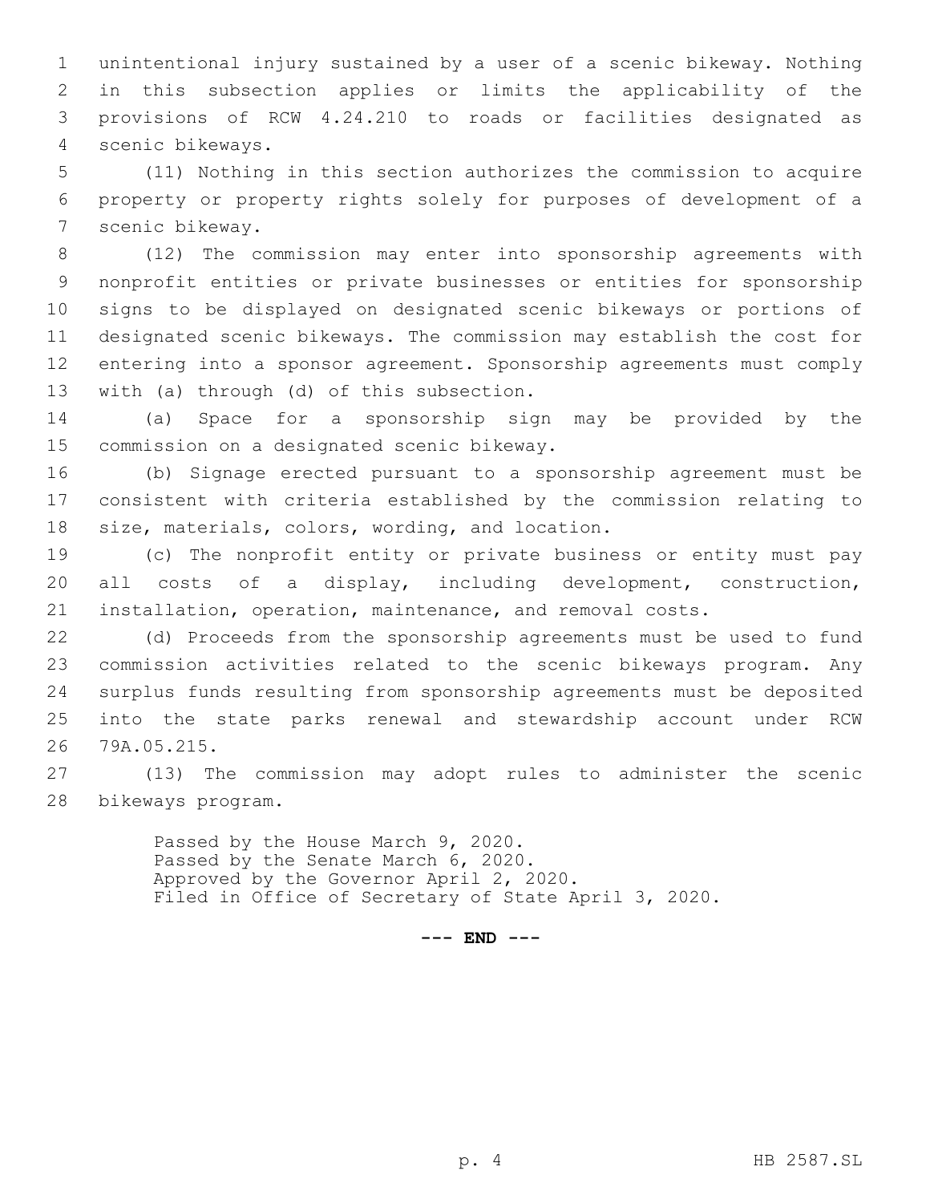unintentional injury sustained by a user of a scenic bikeway. Nothing in this subsection applies or limits the applicability of the provisions of RCW 4.24.210 to roads or facilities designated as scenic bikeways.

(11) Nothing in this section authorizes the commission to acquire property or property rights solely for purposes of development of a scenic bikeway.

(12) The commission may enter into sponsorship agreements with nonprofit entities or private businesses or entities for sponsorship signs to be displayed on designated scenic bikeways or portions of designated scenic bikeways. The commission may establish the cost for entering into a sponsor agreement. Sponsorship agreements must comply with (a) through (d) of this subsection.

(a) Space for a sponsorship sign may be provided by the commission on a designated scenic bikeway.

(b) Signage erected pursuant to a sponsorship agreement must be consistent with criteria established by the commission relating to size, materials, colors, wording, and location.

(c) The nonprofit entity or private business or entity must pay all costs of a display, including development, construction, installation, operation, maintenance, and removal costs.

(d) Proceeds from the sponsorship agreements must be used to fund commission activities related to the scenic bikeways program. Any surplus funds resulting from sponsorship agreements must be deposited into the state parks renewal and stewardship account under RCW 79A.05.215.

(13) The commission may adopt rules to administer the scenic bikeways program.

Passed by the House March 9, 2020.
Passed by the Senate March 6, 2020.
Approved by the Governor April 2, 2020.
Filed in Office of Secretary of State April 3, 2020.

**--- END ---**